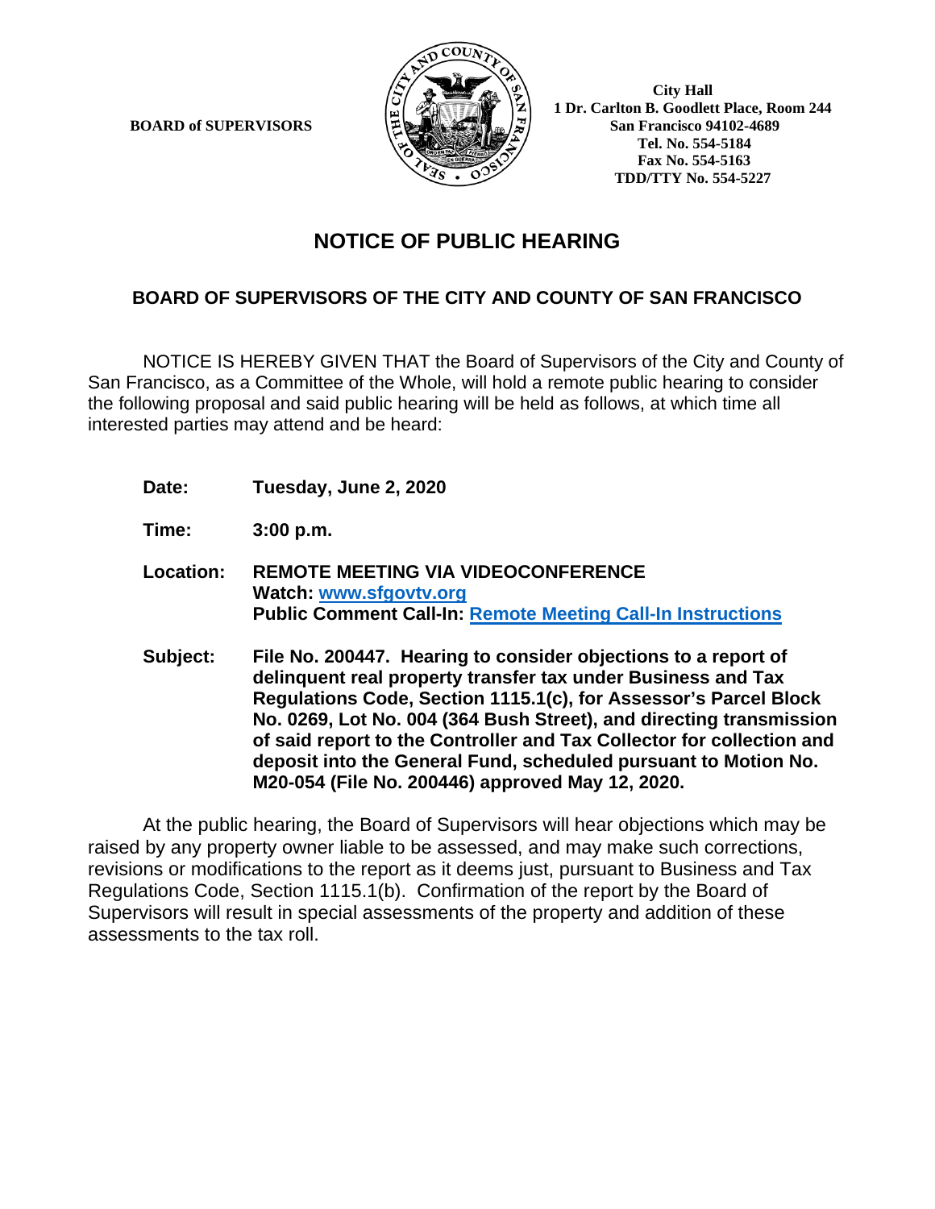**BOARD of SUPERVISORS**

**City Hall**
**1 Dr. Carlton B. Goodlett Place, Room 244**
**San Francisco 94102-4689**
**Tel. No. 554-5184**
**Fax No. 554-5163**
**TDD/TTY No. 554-5227**

# NOTICE OF PUBLIC HEARING

## BOARD OF SUPERVISORS OF THE CITY AND COUNTY OF SAN FRANCISCO

NOTICE IS HEREBY GIVEN THAT the Board of Supervisors of the City and County of San Francisco, as a Committee of the Whole, will hold a remote public hearing to consider the following proposal and said public hearing will be held as follows, at which time all interested parties may attend and be heard:

**Date:** **Tuesday, June 2, 2020**

**Time:** **3:00 p.m.**

**Location:** **REMOTE MEETING VIA VIDEOCONFERENCE**
**Watch: www.sfgovtv.org**
**Public Comment Call-In: Remote Meeting Call-In Instructions**

**Subject:** **File No. 200447. Hearing to consider objections to a report of delinquent real property transfer tax under Business and Tax Regulations Code, Section 1115.1(c), for Assessor's Parcel Block No. 0269, Lot No. 004 (364 Bush Street), and directing transmission of said report to the Controller and Tax Collector for collection and deposit into the General Fund, scheduled pursuant to Motion No. M20-054 (File No. 200446) approved May 12, 2020.**

At the public hearing, the Board of Supervisors will hear objections which may be raised by any property owner liable to be assessed, and may make such corrections, revisions or modifications to the report as it deems just, pursuant to Business and Tax Regulations Code, Section 1115.1(b). Confirmation of the report by the Board of Supervisors will result in special assessments of the property and addition of these assessments to the tax roll.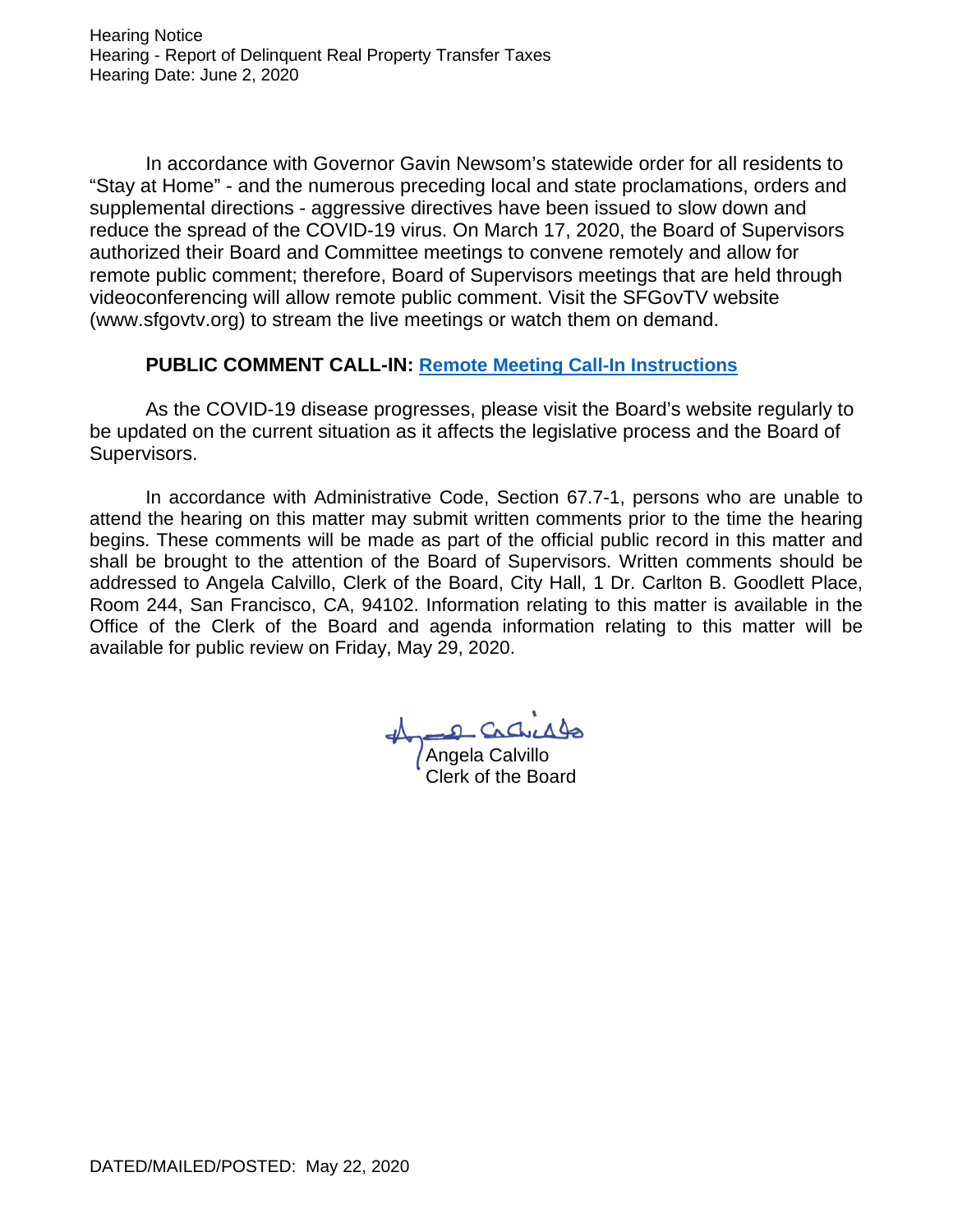Hearing Notice
Hearing - Report of Delinquent Real Property Transfer Taxes
Hearing Date: June 2, 2020

In accordance with Governor Gavin Newsom's statewide order for all residents to "Stay at Home" - and the numerous preceding local and state proclamations, orders and supplemental directions - aggressive directives have been issued to slow down and reduce the spread of the COVID-19 virus. On March 17, 2020, the Board of Supervisors authorized their Board and Committee meetings to convene remotely and allow for remote public comment; therefore, Board of Supervisors meetings that are held through videoconferencing will allow remote public comment. Visit the SFGovTV website (www.sfgovtv.org) to stream the live meetings or watch them on demand.

**PUBLIC COMMENT CALL-IN: Remote Meeting Call-In Instructions**

As the COVID-19 disease progresses, please visit the Board's website regularly to be updated on the current situation as it affects the legislative process and the Board of Supervisors.

In accordance with Administrative Code, Section 67.7-1, persons who are unable to attend the hearing on this matter may submit written comments prior to the time the hearing begins. These comments will be made as part of the official public record in this matter and shall be brought to the attention of the Board of Supervisors. Written comments should be addressed to Angela Calvillo, Clerk of the Board, City Hall, 1 Dr. Carlton B. Goodlett Place, Room 244, San Francisco, CA, 94102. Information relating to this matter is available in the Office of the Clerk of the Board and agenda information relating to this matter will be available for public review on Friday, May 29, 2020.

Angela Calvillo
Clerk of the Board

DATED/MAILED/POSTED: May 22, 2020